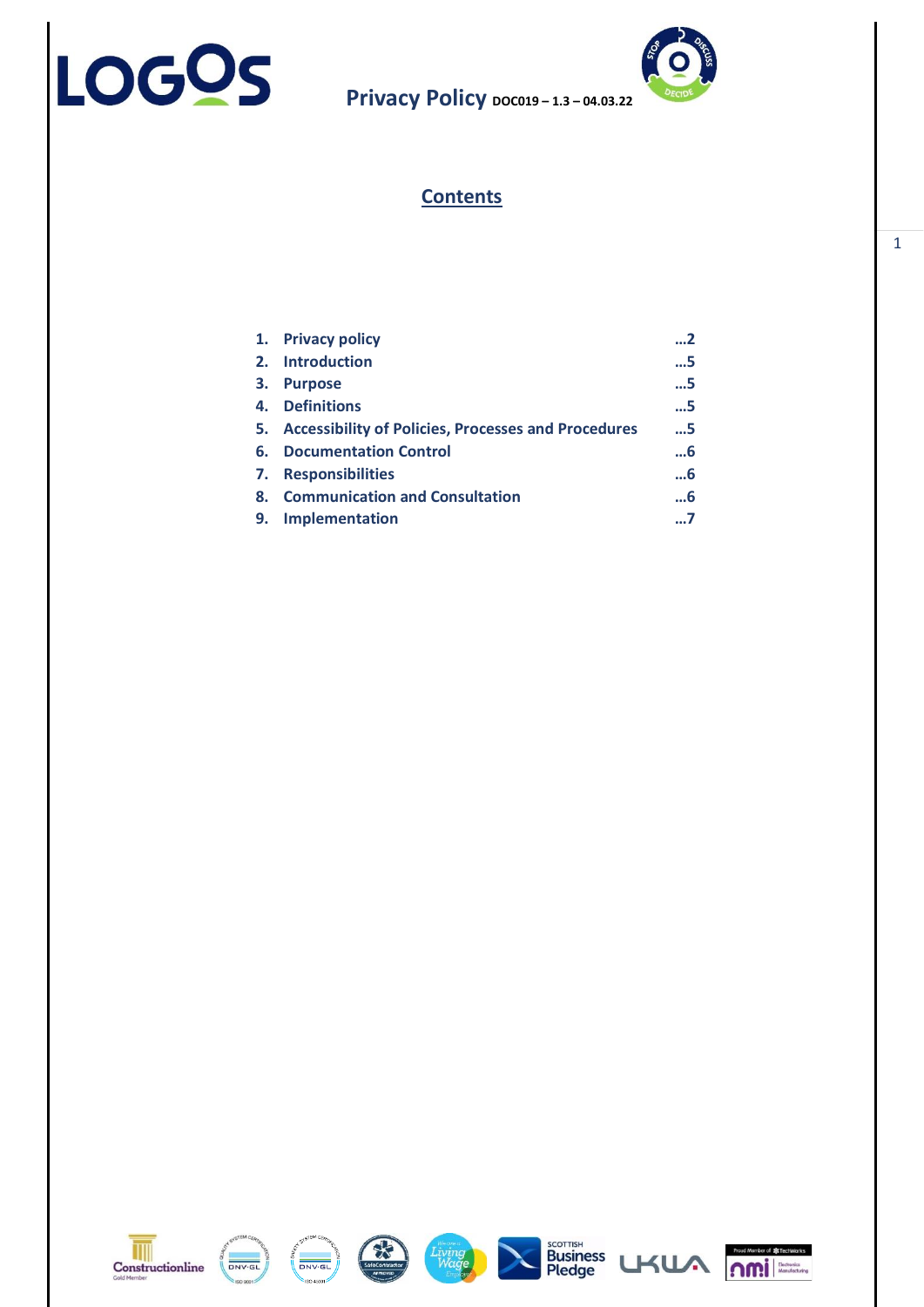# Privacy Policy DOC019 – 1.3 – 04.03.22

## Contents

| | | |
|---|---|---|
| 1. | Privacy policy | ...2 |
| 2. | Introduction | ...5 |
| 3. | Purpose | ...5 |
| 4. | Definitions | ...5 |
| 5. | Accessibility of Policies, Processes and Procedures | ...5 |
| 6. | Documentation Control | ...6 |
| 7. | Responsibilities | ...6 |
| 8. | Communication and Consultation | ...6 |
| 9. | Implementation | ...7 |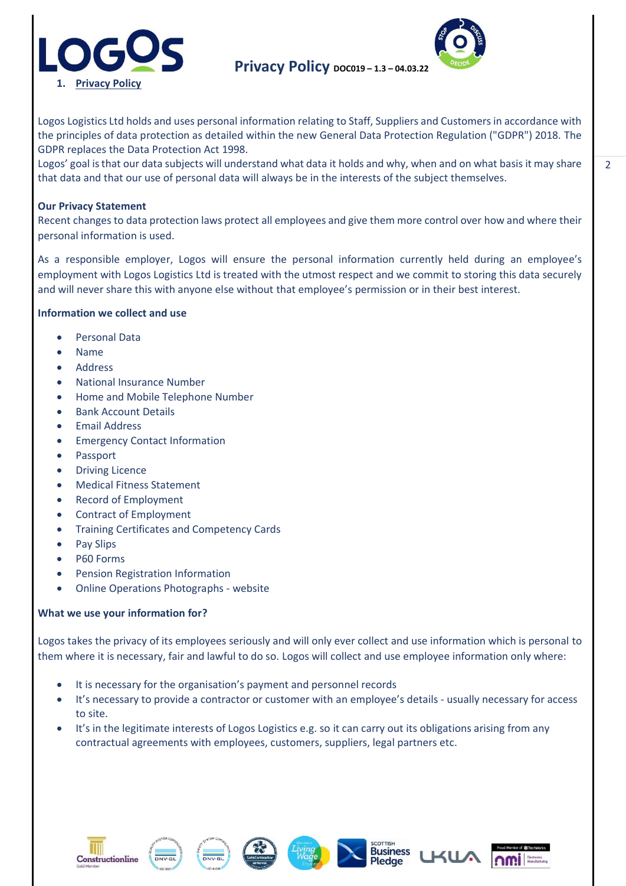# Privacy Policy DOC019 – 1.3 – 04.03.22

## 1. Privacy Policy

Logos Logistics Ltd holds and uses personal information relating to Staff, Suppliers and Customers in accordance with the principles of data protection as detailed within the new General Data Protection Regulation ("GDPR") 2018. The GDPR replaces the Data Protection Act 1998.

Logos' goal is that our data subjects will understand what data it holds and why, when and on what basis it may share that data and that our use of personal data will always be in the interests of the subject themselves.

**Our Privacy Statement**

Recent changes to data protection laws protect all employees and give them more control over how and where their personal information is used.

As a responsible employer, Logos will ensure the personal information currently held during an employee's employment with Logos Logistics Ltd is treated with the utmost respect and we commit to storing this data securely and will never share this with anyone else without that employee's permission or in their best interest.

**Information we collect and use**

- Personal Data
- Name
- Address
- National Insurance Number
- Home and Mobile Telephone Number
- Bank Account Details
- Email Address
- Emergency Contact Information
- Passport
- Driving Licence
- Medical Fitness Statement
- Record of Employment
- Contract of Employment
- Training Certificates and Competency Cards
- Pay Slips
- P60 Forms
- Pension Registration Information
- Online Operations Photographs - website

**What we use your information for?**

Logos takes the privacy of its employees seriously and will only ever collect and use information which is personal to them where it is necessary, fair and lawful to do so. Logos will collect and use employee information only where:

- It is necessary for the organisation's payment and personnel records
- It's necessary to provide a contractor or customer with an employee's details - usually necessary for access to site.
- It's in the legitimate interests of Logos Logistics e.g. so it can carry out its obligations arising from any contractual agreements with employees, customers, suppliers, legal partners etc.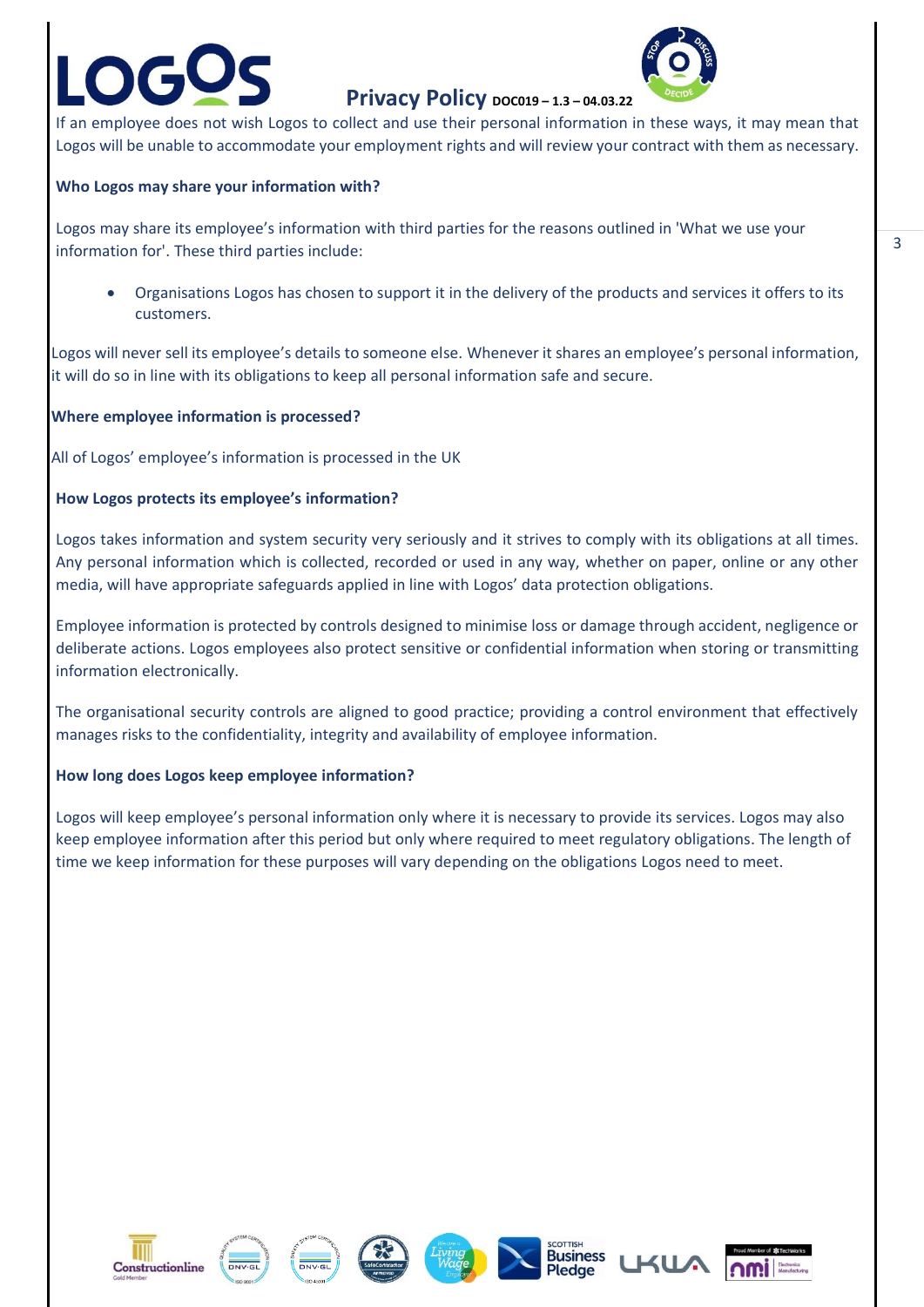If an employee does not wish Logos to collect and use their personal information in these ways, it may mean that Logos will be unable to accommodate your employment rights and will review your contract with them as necessary.

**Who Logos may share your information with?**

Logos may share its employee's information with third parties for the reasons outlined in 'What we use your information for'. These third parties include:

- Organisations Logos has chosen to support it in the delivery of the products and services it offers to its customers.

Logos will never sell its employee's details to someone else. Whenever it shares an employee's personal information, it will do so in line with its obligations to keep all personal information safe and secure.

**Where employee information is processed?**

All of Logos' employee's information is processed in the UK

**How Logos protects its employee's information?**

Logos takes information and system security very seriously and it strives to comply with its obligations at all times. Any personal information which is collected, recorded or used in any way, whether on paper, online or any other media, will have appropriate safeguards applied in line with Logos' data protection obligations.

Employee information is protected by controls designed to minimise loss or damage through accident, negligence or deliberate actions. Logos employees also protect sensitive or confidential information when storing or transmitting information electronically.

The organisational security controls are aligned to good practice; providing a control environment that effectively manages risks to the confidentiality, integrity and availability of employee information.

**How long does Logos keep employee information?**

Logos will keep employee's personal information only where it is necessary to provide its services. Logos may also keep employee information after this period but only where required to meet regulatory obligations. The length of time we keep information for these purposes will vary depending on the obligations Logos need to meet.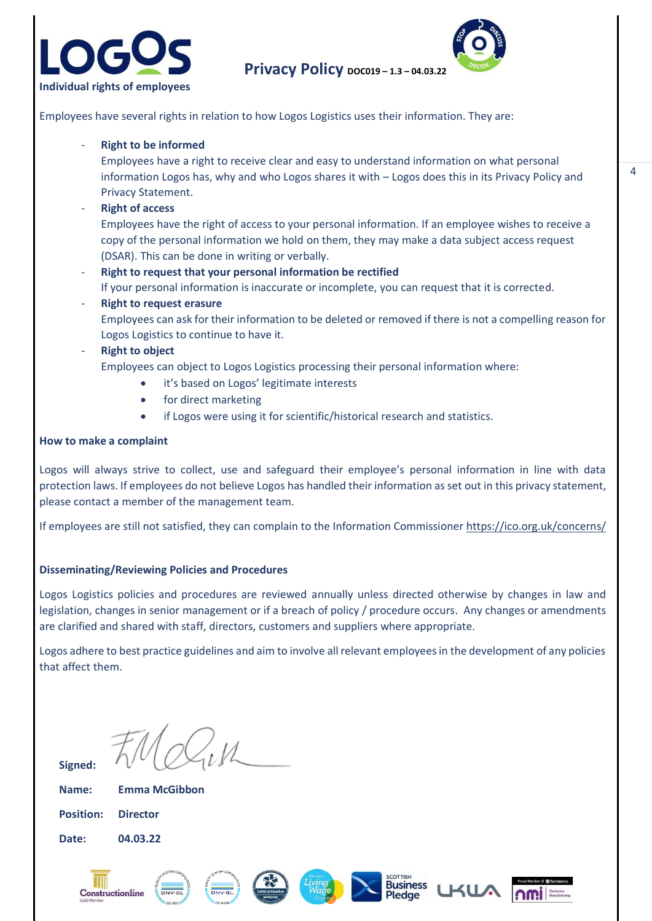## Individual rights of employees

Employees have several rights in relation to how Logos Logistics uses their information. They are:

- **Right to be informed**
  Employees have a right to receive clear and easy to understand information on what personal information Logos has, why and who Logos shares it with – Logos does this in its Privacy Policy and Privacy Statement.
- **Right of access**
  Employees have the right of access to your personal information. If an employee wishes to receive a copy of the personal information we hold on them, they may make a data subject access request (DSAR). This can be done in writing or verbally.
- **Right to request that your personal information be rectified**
  If your personal information is inaccurate or incomplete, you can request that it is corrected.
- **Right to request erasure**
  Employees can ask for their information to be deleted or removed if there is not a compelling reason for Logos Logistics to continue to have it.
- **Right to object**
  Employees can object to Logos Logistics processing their personal information where:
  - it's based on Logos' legitimate interests
  - for direct marketing
  - if Logos were using it for scientific/historical research and statistics.

### How to make a complaint

Logos will always strive to collect, use and safeguard their employee's personal information in line with data protection laws. If employees do not believe Logos has handled their information as set out in this privacy statement, please contact a member of the management team.

If employees are still not satisfied, they can complain to the Information Commissioner https://ico.org.uk/concerns/

### Disseminating/Reviewing Policies and Procedures

Logos Logistics policies and procedures are reviewed annually unless directed otherwise by changes in law and legislation, changes in senior management or if a breach of policy / procedure occurs. Any changes or amendments are clarified and shared with staff, directors, customers and suppliers where appropriate.

Logos adhere to best practice guidelines and aim to involve all relevant employees in the development of any policies that affect them.

**Signed:**

**Name:** **Emma McGibbon**

**Position:** **Director**

**Date:** **04.03.22**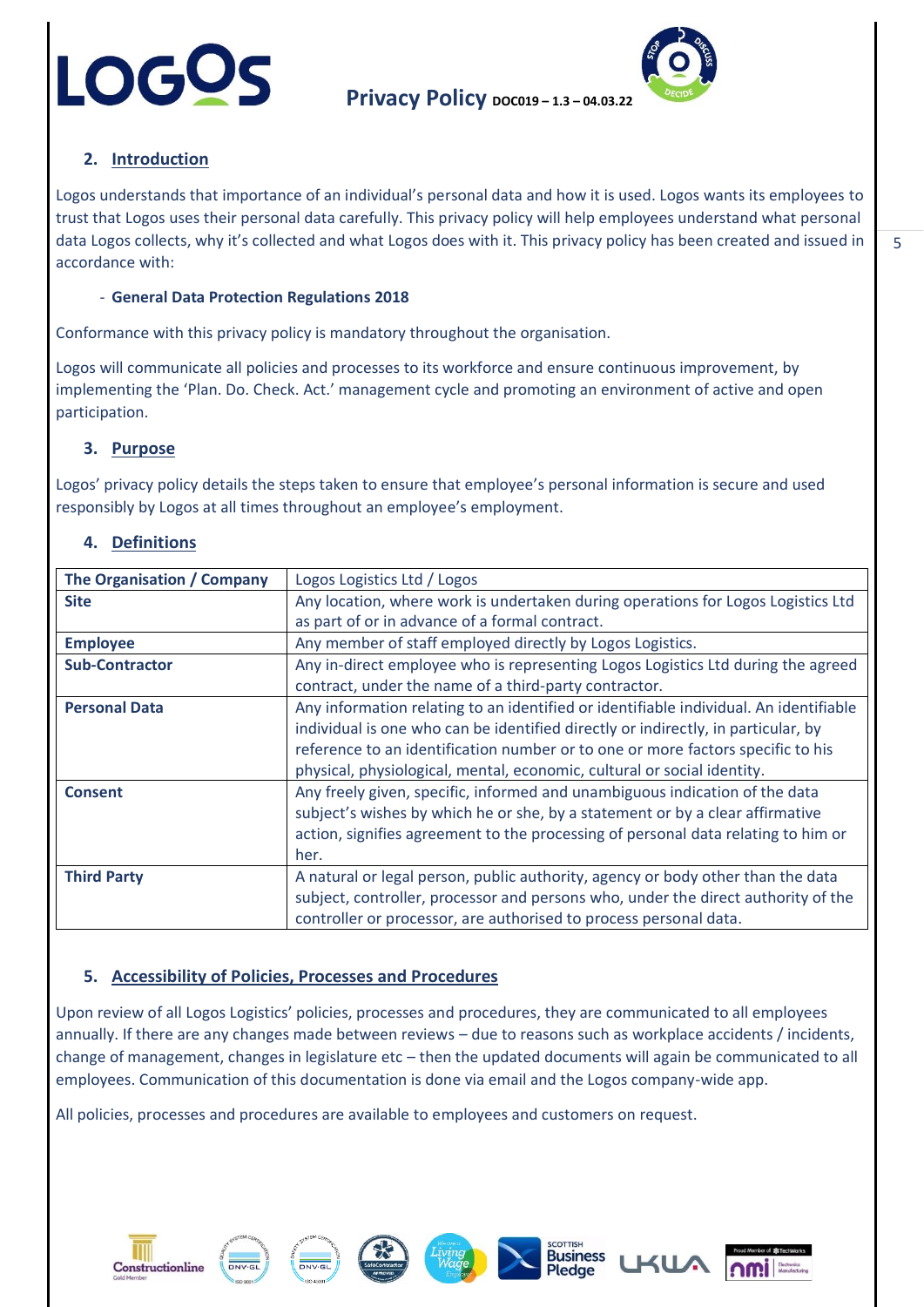## 2. Introduction

Logos understands that importance of an individual's personal data and how it is used. Logos wants its employees to trust that Logos uses their personal data carefully. This privacy policy will help employees understand what personal data Logos collects, why it's collected and what Logos does with it. This privacy policy has been created and issued in accordance with:

- **General Data Protection Regulations 2018**

Conformance with this privacy policy is mandatory throughout the organisation.

Logos will communicate all policies and processes to its workforce and ensure continuous improvement, by implementing the 'Plan. Do. Check. Act.' management cycle and promoting an environment of active and open participation.

## 3. Purpose

Logos' privacy policy details the steps taken to ensure that employee's personal information is secure and used responsibly by Logos at all times throughout an employee's employment.

## 4. Definitions

| **The Organisation / Company** | Logos Logistics Ltd / Logos |
|---|---|
| **Site** | Any location, where work is undertaken during operations for Logos Logistics Ltd as part of or in advance of a formal contract. |
| **Employee** | Any member of staff employed directly by Logos Logistics. |
| **Sub-Contractor** | Any in-direct employee who is representing Logos Logistics Ltd during the agreed contract, under the name of a third-party contractor. |
| **Personal Data** | Any information relating to an identified or identifiable individual. An identifiable individual is one who can be identified directly or indirectly, in particular, by reference to an identification number or to one or more factors specific to his physical, physiological, mental, economic, cultural or social identity. |
| **Consent** | Any freely given, specific, informed and unambiguous indication of the data subject's wishes by which he or she, by a statement or by a clear affirmative action, signifies agreement to the processing of personal data relating to him or her. |
| **Third Party** | A natural or legal person, public authority, agency or body other than the data subject, controller, processor and persons who, under the direct authority of the controller or processor, are authorised to process personal data. |

## 5. Accessibility of Policies, Processes and Procedures

Upon review of all Logos Logistics' policies, processes and procedures, they are communicated to all employees annually. If there are any changes made between reviews – due to reasons such as workplace accidents / incidents, change of management, changes in legislature etc – then the updated documents will again be communicated to all employees. Communication of this documentation is done via email and the Logos company-wide app.

All policies, processes and procedures are available to employees and customers on request.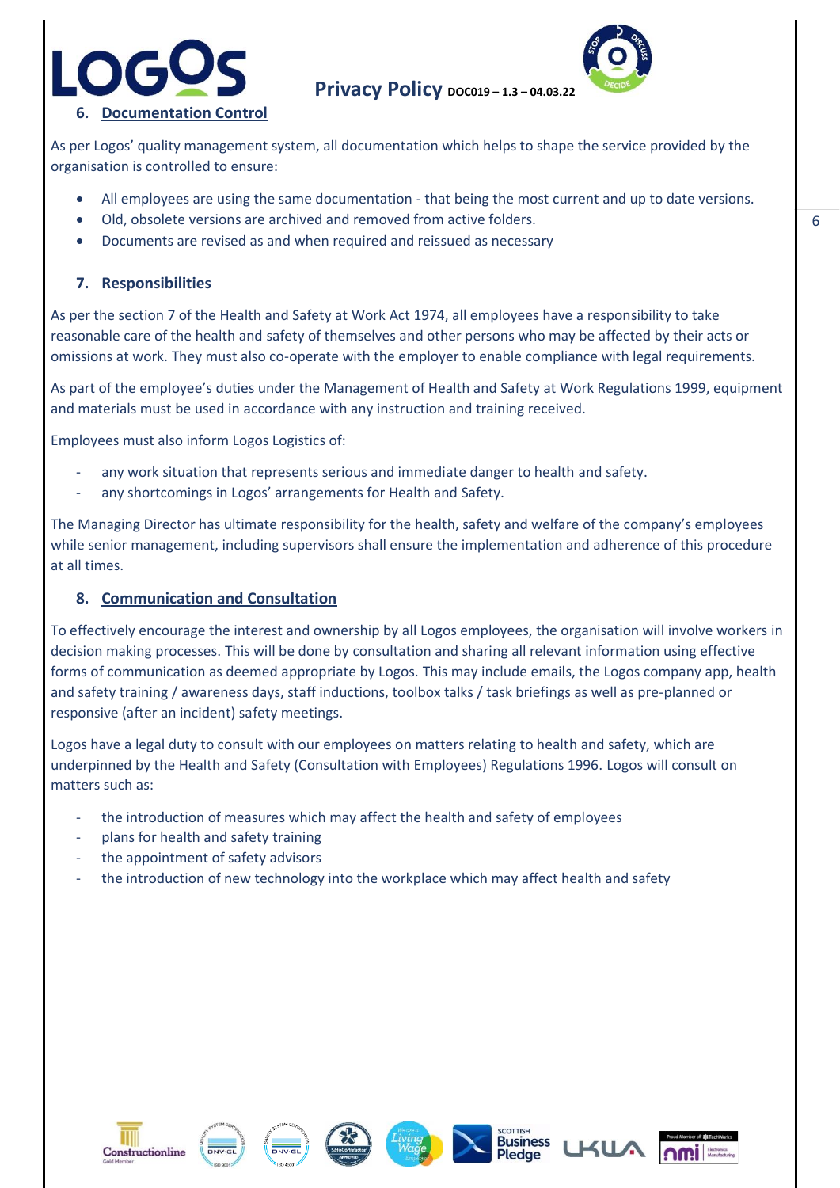## 6. Documentation Control

As per Logos' quality management system, all documentation which helps to shape the service provided by the organisation is controlled to ensure:

- All employees are using the same documentation - that being the most current and up to date versions.
- Old, obsolete versions are archived and removed from active folders.
- Documents are revised as and when required and reissued as necessary

## 7. Responsibilities

As per the section 7 of the Health and Safety at Work Act 1974, all employees have a responsibility to take reasonable care of the health and safety of themselves and other persons who may be affected by their acts or omissions at work. They must also co-operate with the employer to enable compliance with legal requirements.

As part of the employee's duties under the Management of Health and Safety at Work Regulations 1999, equipment and materials must be used in accordance with any instruction and training received.

Employees must also inform Logos Logistics of:

- any work situation that represents serious and immediate danger to health and safety.
- any shortcomings in Logos' arrangements for Health and Safety.

The Managing Director has ultimate responsibility for the health, safety and welfare of the company's employees while senior management, including supervisors shall ensure the implementation and adherence of this procedure at all times.

## 8. Communication and Consultation

To effectively encourage the interest and ownership by all Logos employees, the organisation will involve workers in decision making processes. This will be done by consultation and sharing all relevant information using effective forms of communication as deemed appropriate by Logos. This may include emails, the Logos company app, health and safety training / awareness days, staff inductions, toolbox talks / task briefings as well as pre-planned or responsive (after an incident) safety meetings.

Logos have a legal duty to consult with our employees on matters relating to health and safety, which are underpinned by the Health and Safety (Consultation with Employees) Regulations 1996. Logos will consult on matters such as:

- the introduction of measures which may affect the health and safety of employees
- plans for health and safety training
- the appointment of safety advisors
- the introduction of new technology into the workplace which may affect health and safety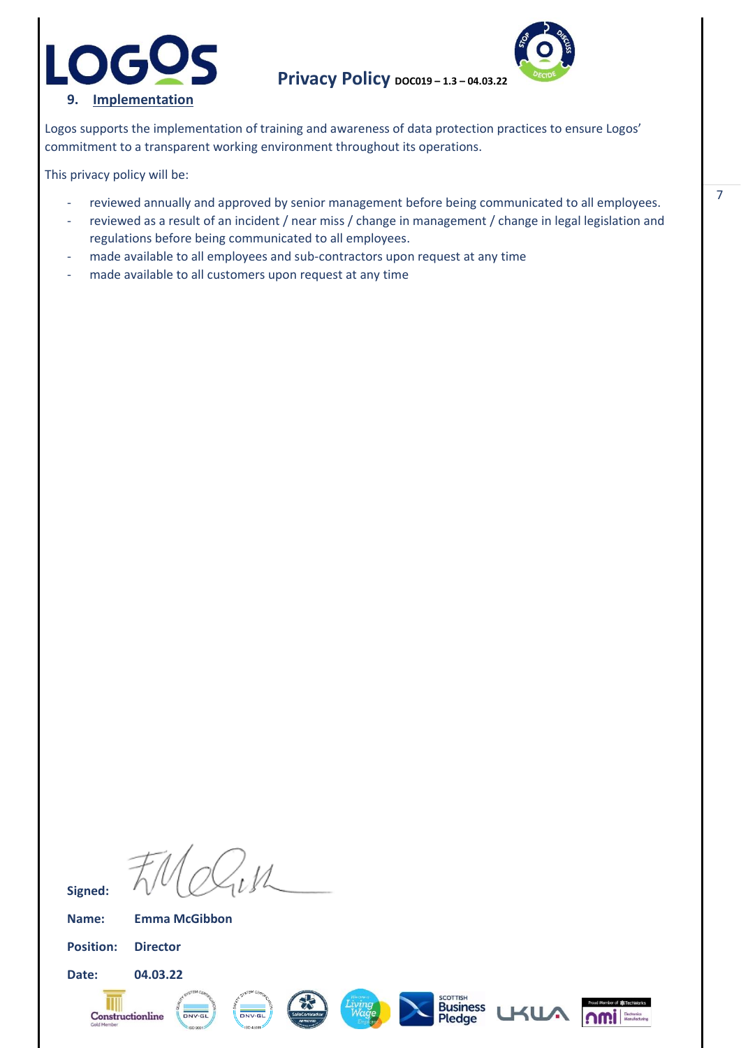## 9. Implementation

Logos supports the implementation of training and awareness of data protection practices to ensure Logos' commitment to a transparent working environment throughout its operations.

This privacy policy will be:

- reviewed annually and approved by senior management before being communicated to all employees.
- reviewed as a result of an incident / near miss / change in management / change in legal legislation and regulations before being communicated to all employees.
- made available to all employees and sub-contractors upon request at any time
- made available to all customers upon request at any time

**Signed:**

**Name:** **Emma McGibbon**

**Position:** **Director**

**Date:** **04.03.22**